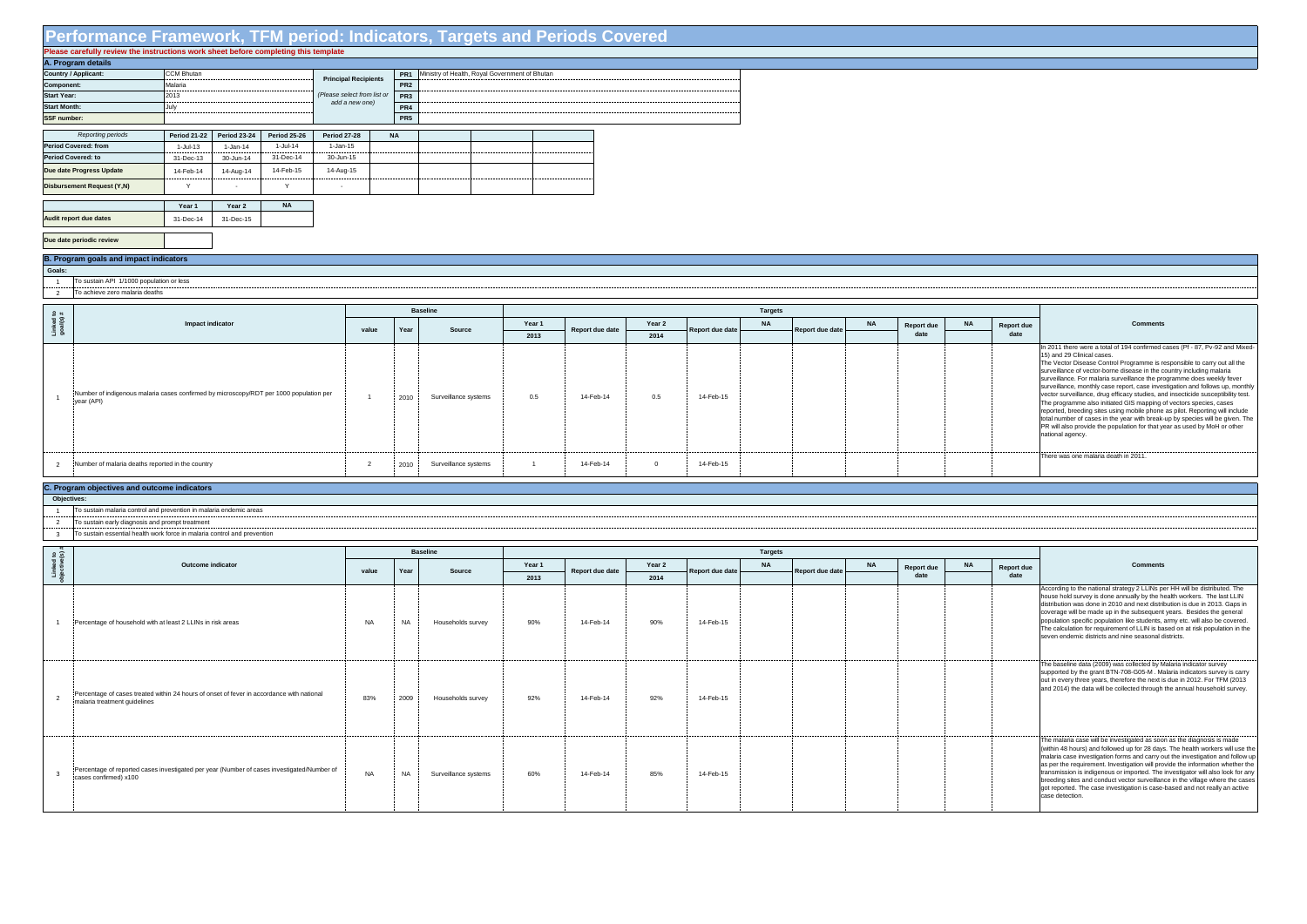# Performance Framework, TFM period: Indicators, Targets and Periods Covered

**Please carefully review the instructions work sheet before completing this template**

## A. Program details

| | | | | |
|---|---|---|---|---|
| **Country / Applicant:** | CCM Bhutan | **Principal Recipients** *(Please select from list or add a new one)* | PR1 | Ministry of Health, Royal Government of Bhutan |
| **Component:** | Malaria | | PR2 | |
| **Start Year:** | 2013 | | PR3 | |
| **Start Month:** | July | | PR4 | |
| **SSF number:** | | | PR5 | |

| *Reporting periods* | Period 21-22 | Period 23-24 | Period 25-26 | Period 27-28 | NA | | | |
|---|---|---|---|---|---|---|---|---|
| **Period Covered: from** | 1-Jul-13 | 1-Jan-14 | 1-Jul-14 | 1-Jan-15 | | | | |
| **Period Covered: to** | 31-Dec-13 | 30-Jun-14 | 31-Dec-14 | 30-Jun-15 | | | | |
| **Due date Progress Update** | 14-Feb-14 | 14-Aug-14 | 14-Feb-15 | 14-Aug-15 | | | | |
| **Disbursement Request (Y,N)** | Y | - | Y | - | | | | |

| | Year 1 | Year 2 | NA |
|---|---|---|---|
| **Audit report due dates** | 31-Dec-14 | 31-Dec-15 | |

| | |
|---|---|
| **Due date periodic review** | |

## B. Program goals and impact indicators

**Goals:**

1. To sustain API 1/1000 population or less
2. To achieve zero malaria deaths

| Linked to goal(s) # | Impact indicator | Baseline value | Baseline Year | Baseline Source | Year 1 2013 | Report due date | Year 2 2014 | Report due date | NA | Report due date | NA | Report due date | NA | Report due date | Comments |
|---|---|---|---|---|---|---|---|---|---|---|---|---|---|---|---|
| 1 | Number of indigenous malaria cases confirmed by microscopy/RDT per 1000 population per year (API) | 1 | 2010 | Surveillance systems | 0.5 | 14-Feb-14 | 0.5 | 14-Feb-15 | | | | | | | In 2011 there were a total of 194 confirmed cases (Pf - 87, Pv-92 and Mixed-15) and 29 Clinical cases. The Vector Disease Control Programme is responsible to carry out all the surveillance of vector-borne disease in the country including malaria surveillance. For malaria surveillance the programme does weekly fever surveillance, monthly case report, case investigation and follows up, monthly vector surveillance, drug efficacy studies, and insecticide susceptibility test. The programme also initiated GIS mapping of vectors species, cases reported, breeding sites using mobile phone as pilot. Reporting will include total number of cases in the year with break-up by species will be given. The PR will also provide the population for that year as used by MoH or other national agency. |
| 2 | Number of malaria deaths reported in the country | 2 | 2010 | Surveillance systems | 1 | 14-Feb-14 | 0 | 14-Feb-15 | | | | | | | There was one malaria death in 2011. |

## C. Program objectives and outcome indicators

**Objectives:**

1. To sustain malaria control and prevention in malaria endemic areas
2. To sustain early diagnosis and prompt treatment
3. To sustain essential health work force in malaria control and prevention

| Linked to objective(s) # | Outcome indicator | Baseline value | Baseline Year | Baseline Source | Year 1 2013 | Report due date | Year 2 2014 | Report due date | NA | Report due date | NA | Report due date | NA | Report due date | Comments |
|---|---|---|---|---|---|---|---|---|---|---|---|---|---|---|---|
| 1 | Percentage of household with at least 2 LLINs in risk areas | NA | NA | Households survey | 90% | 14-Feb-14 | 90% | 14-Feb-15 | | | | | | | According to the national strategy 2 LLINs per HH will be distributed. The house hold survey is done annually by the health workers. The last LLIN distribution was done in 2010 and next distribution is due in 2013. Gaps in coverage will be made up in the subsequent years. Besides the general population specific population like students, army etc. will also be covered. The calculation for requirement of LLIN is based on at risk population in the seven endemic districts and nine seasonal districts. |
| 2 | Percentage of cases treated within 24 hours of onset of fever in accordance with national malaria treatment guidelines | 83% | 2009 | Households survey | 92% | 14-Feb-14 | 92% | 14-Feb-15 | | | | | | | The baseline data (2009) was collected by Malaria indicator survey supported by the grant BTN-708-G05-M . Malaria indicators survey is carry out in every three years, therefore the next is due in 2012. For TFM (2013 and 2014) the data will be collected through the annual household survey. |
| 3 | Percentage of reported cases investigated per year (Number of cases investigated/Number of cases confirmed) x100 | NA | NA | Surveillance systems | 60% | 14-Feb-14 | 85% | 14-Feb-15 | | | | | | | The malaria case will be investigated as soon as the diagnosis is made (within 48 hours) and followed up for 28 days. The health workers will use the malaria case investigation forms and carry out the investigation and follow up as per the requirement. Investigation will provide the information whether the transmission is indigenous or imported. The investigator will also look for any breeding sites and conduct vector surveillance in the village where the cases got reported. The case investigation is case-based and not really an active case detection. |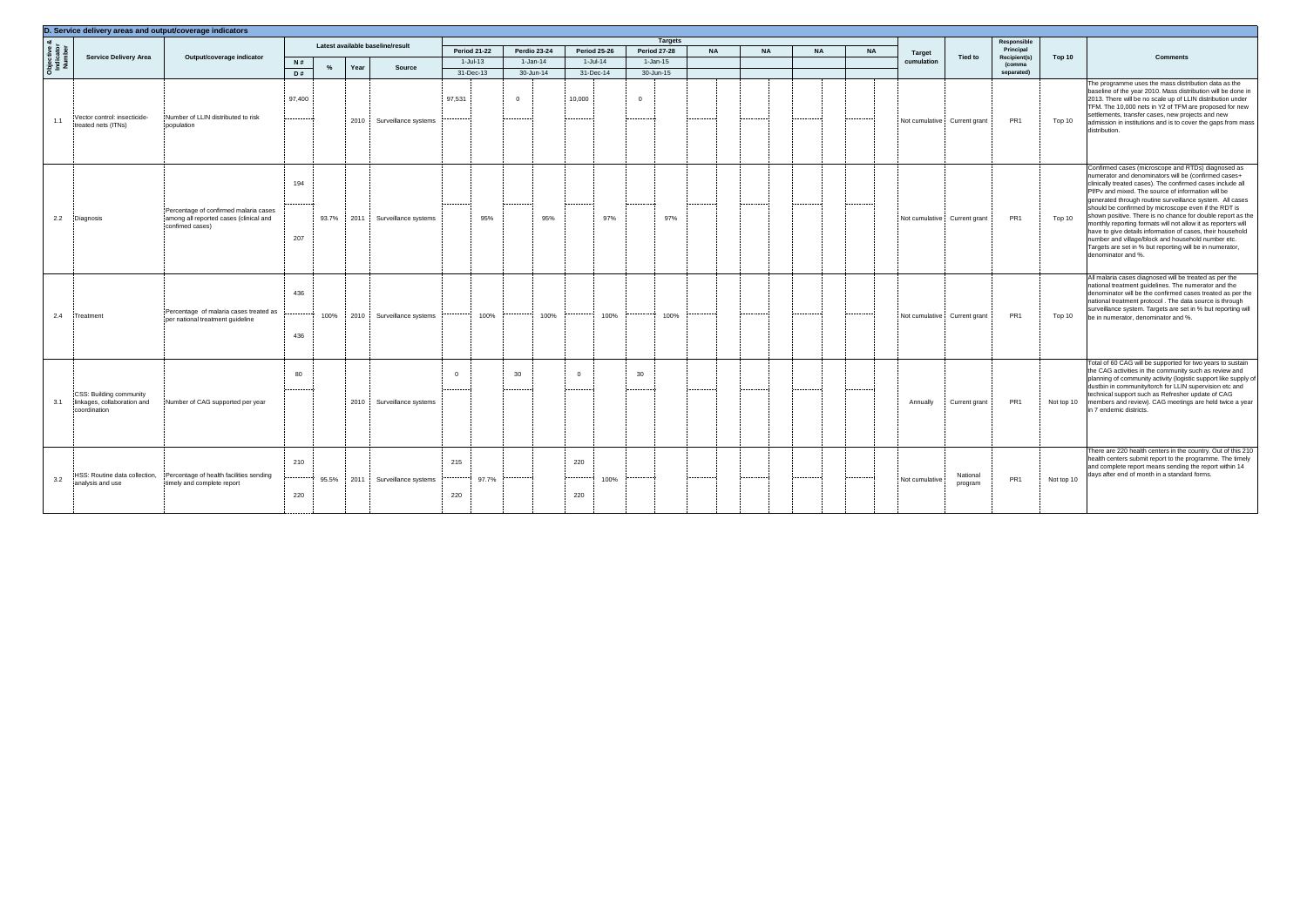## D. Service delivery areas and output/coverage indicators

| Objective & Indicator Number | Service Delivery Area | Output/coverage indicator | Latest available baseline/result N# / D# | % | Year | Source | Period 21-22 (1-Jul-13 – 31-Dec-13) N# / D# | % | Perdio 23-24 (1-Jan-14 – 30-Jun-14) N# / D# | % | Period 25-26 (1-Jul-14 – 31-Dec-14) N# / D# | % | Period 27-28 (1-Jan-15 – 30-Jun-15) N# / D# | % | NA | | NA | | NA | | NA | | Target cumulation | Tied to | Responsible Principal Recipient(s) (comma separated) | Top 10 | Comments |
|---|---|---|---|---|---|---|---|---|---|---|---|---|---|---|---|---|---|---|---|---|---|---|---|---|---|---|---|
| 1.1 | Vector control: insecticide-treated nets (ITNs) | Number of LLIN distributed to risk population | 97,400 / | | 2010 | Surveillance systems | 97,531 / | | 0 / | | 10,000 / | | 0 / | | | | | | | | | | Not cumulative | Current grant | PR1 | Top 10 | The programme uses the mass distribution data as the baseline of the year 2010. Mass distribution will be done in 2013. There will be no scale up of LLIN distribution under TFM. The 10,000 nets in Y2 of TFM are proposed for new settlements, transfer cases, new projects and new admission in institutions and is to cover the gaps from mass distribution. |
| 2.2 | Diagnosis | Percentage of confirmed malaria cases among all reported cases (clinical and confimed cases) | 194 / 207 | 93.7% | 2011 | Surveillance systems | | 95% | | 95% | | 97% | | 97% | | | | | | | | | Not cumulative | Current grant | PR1 | Top 10 | Confirmed cases (microscope and RTDs) diagnosed as numerator and denominators will be (confirmed cases+ clinically treated cases). The confirmed cases include all Pf/Pv and mixed. The source of information will be generated through routine surveillance system. All cases should be confirmed by microscope even if the RDT is shown positive. There is no chance for double report as the monthly reporting formats will not allow it as reporters will have to give details information of cases, their household number and village/block and household number etc. Targets are set in % but reporting will be in numerator, denominator and %. |
| 2.4 | Treatment | Percentage of malaria cases treated as per national treatment guideline | 436 / 436 | 100% | 2010 | Surveillance systems | | 100% | | 100% | | 100% | | 100% | | | | | | | | | Not cumulative | Current grant | PR1 | Top 10 | All malaria cases diagnosed will be treated as per the national treatment guidelines. The numerator and the denominator will be the confirmed cases treated as per the national treatment protocol . The data source is through surveillance system. Targets are set in % but reporting will be in numerator, denominator and %. |
| 3.1 | CSS: Building community linkages, collaboration and coordination | Number of CAG supported per year | 80 / | | 2010 | Surveillance systems | 0 / | | 30 / | | 0 / | | 30 / | | | | | | | | | | Annually | Current grant | PR1 | Not top 10 | Total of 60 CAG will be supported for two years to sustain the CAG activities in the community such as review and planning of community activity (logistic support like supply of dustbin in community/torch for LLIN supervision etc and technical support such as Refresher update of CAG members and review). CAG meetings are held twice a year in 7 endemic districts. |
| 3.2 | HSS: Routine data collection, analysis and use | Percentage of health facilities sending timely and complete report | 210 / 220 | 95.5% | 2011 | Surveillance systems | 215 / 220 | 97.7% | | | 220 / 220 | 100% | | | | | | | | | | | Not cumulative | National program | PR1 | Not top 10 | There are 220 health centers in the country. Out of this 210 health centers submit report to the programme. The timely and complete report means sending the report within 14 days after end of month in a standard forms. |